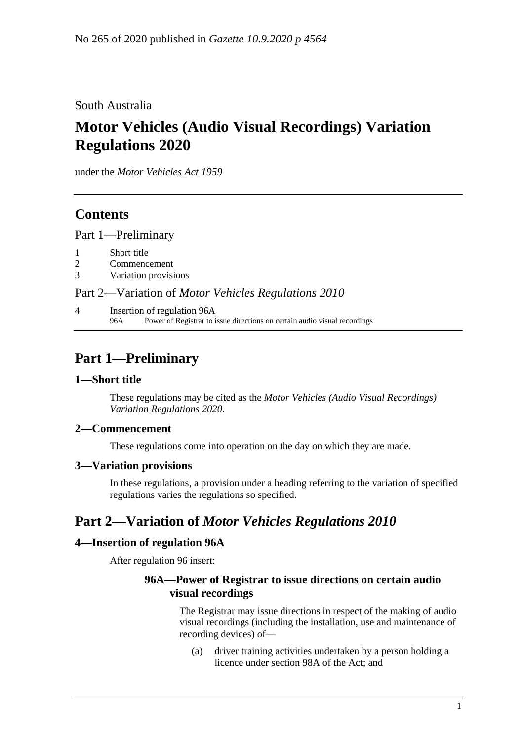No 265 of 2020 published in *Gazette 10.9.2020 p 4564*

South Australia

# Motor Vehicles (Audio Visual Recordings) Variation Regulations 2020

under the *Motor Vehicles Act 1959*

## Contents

Part 1—Preliminary

1 Short title
2 Commencement
3 Variation provisions

Part 2—Variation of *Motor Vehicles Regulations 2010*

4 Insertion of regulation 96A
 96A Power of Registrar to issue directions on certain audio visual recordings

## Part 1—Preliminary

### 1—Short title

These regulations may be cited as the *Motor Vehicles (Audio Visual Recordings) Variation Regulations 2020*.

### 2—Commencement

These regulations come into operation on the day on which they are made.

### 3—Variation provisions

In these regulations, a provision under a heading referring to the variation of specified regulations varies the regulations so specified.

## Part 2—Variation of *Motor Vehicles Regulations 2010*

### 4—Insertion of regulation 96A

After regulation 96 insert:

#### 96A—Power of Registrar to issue directions on certain audio visual recordings

The Registrar may issue directions in respect of the making of audio visual recordings (including the installation, use and maintenance of recording devices) of—

(a) driver training activities undertaken by a person holding a licence under section 98A of the Act; and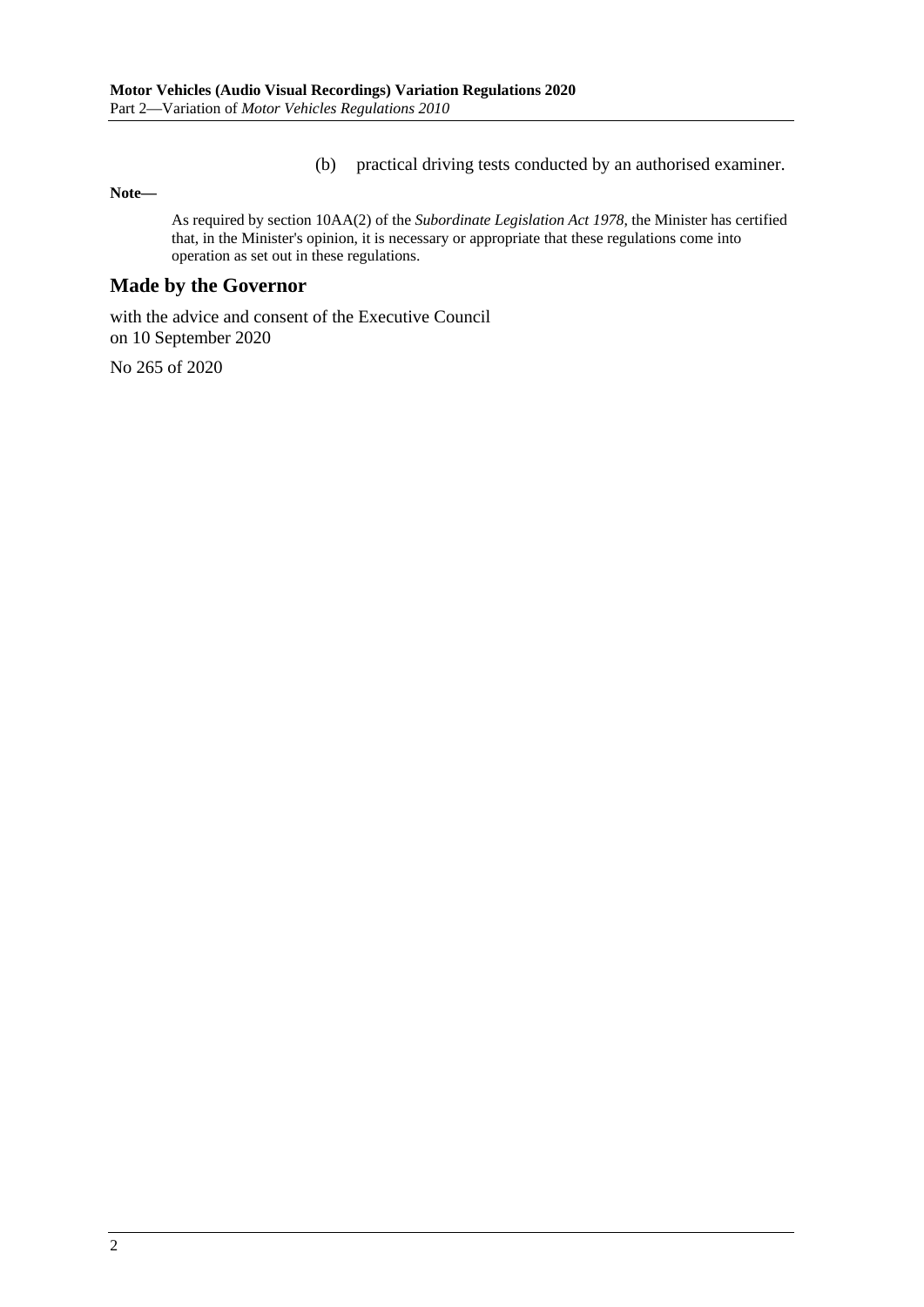(b) practical driving tests conducted by an authorised examiner.

**Note—**

As required by section 10AA(2) of the *Subordinate Legislation Act 1978*, the Minister has certified that, in the Minister's opinion, it is necessary or appropriate that these regulations come into operation as set out in these regulations.

## Made by the Governor

with the advice and consent of the Executive Council
on 10 September 2020

No 265 of 2020